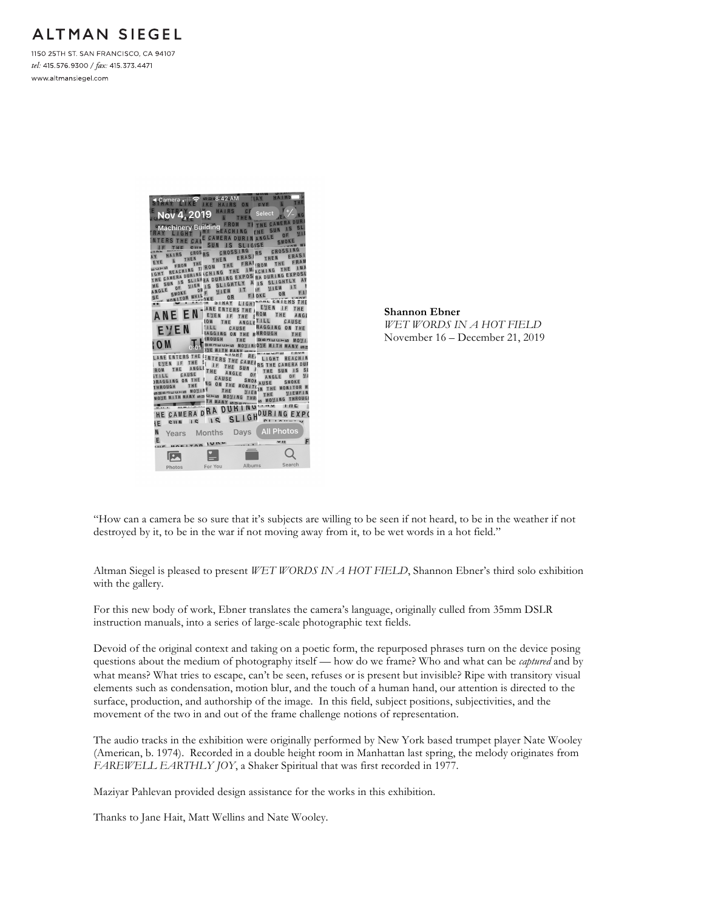# ALTMAN SIEGEL

1150 25TH ST. SAN FRANCISCO, CA 94107
*tel:* 415.576.9300 / *fax:* 415.373.4471
www.altmansiegel.com

**Shannon Ebner**
*WET WORDS IN A HOT FIELD*
November 16 – December 21, 2019

"How can a camera be so sure that it's subjects are willing to be seen if not heard, to be in the weather if not destroyed by it, to be in the war if not moving away from it, to be wet words in a hot field."

Altman Siegel is pleased to present *WET WORDS IN A HOT FIELD*, Shannon Ebner's third solo exhibition with the gallery.

For this new body of work, Ebner translates the camera's language, originally culled from 35mm DSLR instruction manuals, into a series of large-scale photographic text fields.

Devoid of the original context and taking on a poetic form, the repurposed phrases turn on the device posing questions about the medium of photography itself — how do we frame? Who and what can be *captured* and by what means? What tries to escape, can't be seen, refuses or is present but invisible? Ripe with transitory visual elements such as condensation, motion blur, and the touch of a human hand, our attention is directed to the surface, production, and authorship of the image. In this field, subject positions, subjectivities, and the movement of the two in and out of the frame challenge notions of representation.

The audio tracks in the exhibition were originally performed by New York based trumpet player Nate Wooley (American, b. 1974). Recorded in a double height room in Manhattan last spring, the melody originates from *FAREWELL EARTHLY JOY*, a Shaker Spiritual that was first recorded in 1977.

Maziyar Pahlevan provided design assistance for the works in this exhibition.

Thanks to Jane Hait, Matt Wellins and Nate Wooley.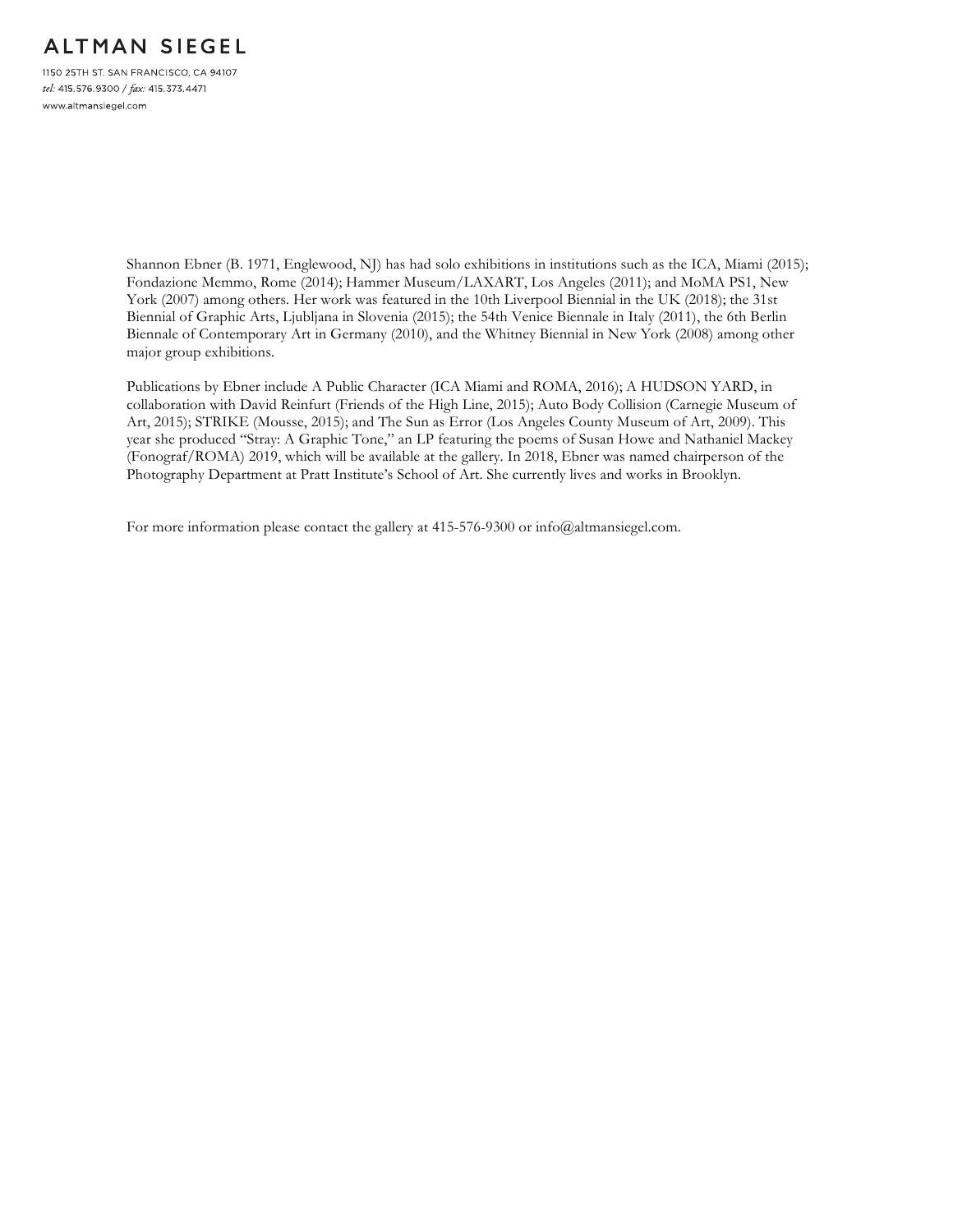Shannon Ebner (B. 1971, Englewood, NJ) has had solo exhibitions in institutions such as the ICA, Miami (2015); Fondazione Memmo, Rome (2014); Hammer Museum/LAXART, Los Angeles (2011); and MoMA PS1, New York (2007) among others. Her work was featured in the 10th Liverpool Biennial in the UK (2018); the 31st Biennial of Graphic Arts, Ljubljana in Slovenia (2015); the 54th Venice Biennale in Italy (2011), the 6th Berlin Biennale of Contemporary Art in Germany (2010), and the Whitney Biennial in New York (2008) among other major group exhibitions.

Publications by Ebner include A Public Character (ICA Miami and ROMA, 2016); A HUDSON YARD, in collaboration with David Reinfurt (Friends of the High Line, 2015); Auto Body Collision (Carnegie Museum of Art, 2015); STRIKE (Mousse, 2015); and The Sun as Error (Los Angeles County Museum of Art, 2009). This year she produced "Stray: A Graphic Tone," an LP featuring the poems of Susan Howe and Nathaniel Mackey (Fonograf/ROMA) 2019, which will be available at the gallery. In 2018, Ebner was named chairperson of the Photography Department at Pratt Institute's School of Art. She currently lives and works in Brooklyn.

For more information please contact the gallery at 415-576-9300 or info@altmansiegel.com.